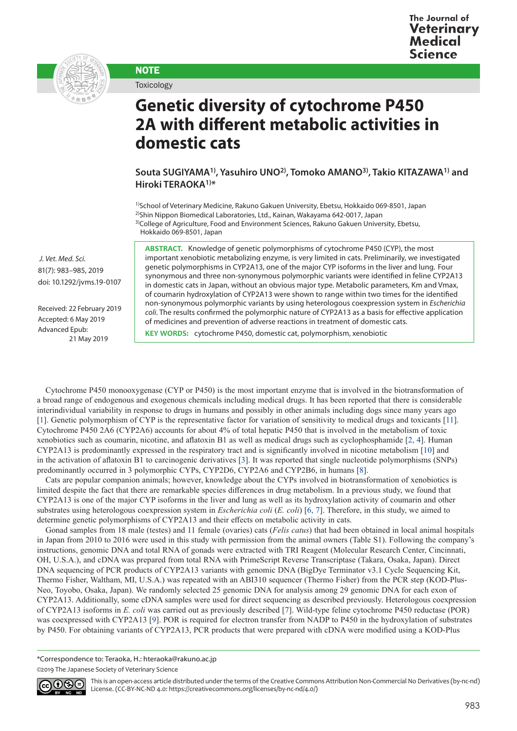**NOTE**

Toxicology

# Genetic diversity of cytochrome P450 2A with different metabolic activities in domestic cats

**Souta SUGIYAMA[1)], Yasuhiro UNO[2)], Tomoko AMANO[3)], Takio KITAZAWA[1)] and Hiroki TERAOKA[1)]***

[1)]School of Veterinary Medicine, Rakuno Gakuen University, Ebetsu, Hokkaido 069-8501, Japan
[2)]Shin Nippon Biomedical Laboratories, Ltd., Kainan, Wakayama 642-0017, Japan
[3)]College of Agriculture, Food and Environment Sciences, Rakuno Gakuen University, Ebetsu, Hokkaido 069-8501, Japan

*J. Vet. Med. Sci.*
81(7): 983–985, 2019
doi: 10.1292/jvms.19-0107

Received: 22 February 2019
Accepted: 6 May 2019
Advanced Epub: 21 May 2019

**ABSTRACT.** Knowledge of genetic polymorphisms of cytochrome P450 (CYP), the most important xenobiotic metabolizing enzyme, is very limited in cats. Preliminarily, we investigated genetic polymorphisms in CYP2A13, one of the major CYP isoforms in the liver and lung. Four synonymous and three non-synonymous polymorphic variants were identified in feline CYP2A13 in domestic cats in Japan, without an obvious major type. Metabolic parameters, Km and Vmax, of coumarin hydroxylation of CYP2A13 were shown to range within two times for the identified non-synonymous polymorphic variants by using heterologous coexpression system in *Escherichia coli*. The results confirmed the polymorphic nature of CYP2A13 as a basis for effective application of medicines and prevention of adverse reactions in treatment of domestic cats.

**KEY WORDS:** cytochrome P450, domestic cat, polymorphism, xenobiotic

Cytochrome P450 monooxygenase (CYP or P450) is the most important enzyme that is involved in the biotransformation of a broad range of endogenous and exogenous chemicals including medical drugs. It has been reported that there is considerable interindividual variability in response to drugs in humans and possibly in other animals including dogs since many years ago [1]. Genetic polymorphism of CYP is the representative factor for variation of sensitivity to medical drugs and toxicants [11]. Cytochrome P450 2A6 (CYP2A6) accounts for about 4% of total hepatic P450 that is involved in the metabolism of toxic xenobiotics such as coumarin, nicotine, and aflatoxin B1 as well as medical drugs such as cyclophosphamide [2, 4]. Human CYP2A13 is predominantly expressed in the respiratory tract and is significantly involved in nicotine metabolism [10] and in the activation of aflatoxin B1 to carcinogenic derivatives [3]. It was reported that single nucleotide polymorphisms (SNPs) predominantly occurred in 3 polymorphic CYPs, CYP2D6, CYP2A6 and CYP2B6, in humans [8].

Cats are popular companion animals; however, knowledge about the CYPs involved in biotransformation of xenobiotics is limited despite the fact that there are remarkable species differences in drug metabolism. In a previous study, we found that CYP2A13 is one of the major CYP isoforms in the liver and lung as well as its hydroxylation activity of coumarin and other substrates using heterologous coexpression system in *Escherichia coli* (*E. coli*) [6, 7]. Therefore, in this study, we aimed to determine genetic polymorphisms of CYP2A13 and their effects on metabolic activity in cats.

Gonad samples from 18 male (testes) and 11 female (ovaries) cats (*Felis catus*) that had been obtained in local animal hospitals in Japan from 2010 to 2016 were used in this study with permission from the animal owners (Table S1). Following the company's instructions, genomic DNA and total RNA of gonads were extracted with TRI Reagent (Molecular Research Center, Cincinnati, OH, U.S.A.), and cDNA was prepared from total RNA with PrimeScript Reverse Transcriptase (Takara, Osaka, Japan). Direct DNA sequencing of PCR products of CYP2A13 variants with genomic DNA (BigDye Terminator v3.1 Cycle Sequencing Kit, Thermo Fisher, Waltham, MI, U.S.A.) was repeated with an ABI310 sequencer (Thermo Fisher) from the PCR step (KOD-Plus-Neo, Toyobo, Osaka, Japan). We randomly selected 25 genomic DNA for analysis among 29 genomic DNA for each exon of CYP2A13. Additionally, some cDNA samples were used for direct sequencing as described previously. Heterologous coexpression of CYP2A13 isoforms in *E. coli* was carried out as previously described [7]. Wild-type feline cytochrome P450 reductase (POR) was coexpressed with CYP2A13 [9]. POR is required for electron transfer from NADP to P450 in the hydroxylation of substrates by P450. For obtaining variants of CYP2A13, PCR products that were prepared with cDNA were modified using a KOD-Plus

*Correspondence to: Teraoka, H.: hteraoka@rakuno.ac.jp

©2019 The Japanese Society of Veterinary Science

This is an open-access article distributed under the terms of the Creative Commons Attribution Non-Commercial No Derivatives (by-nc-nd) License. (CC-BY-NC-ND 4.0: https://creativecommons.org/licenses/by-nc-nd/4.0/)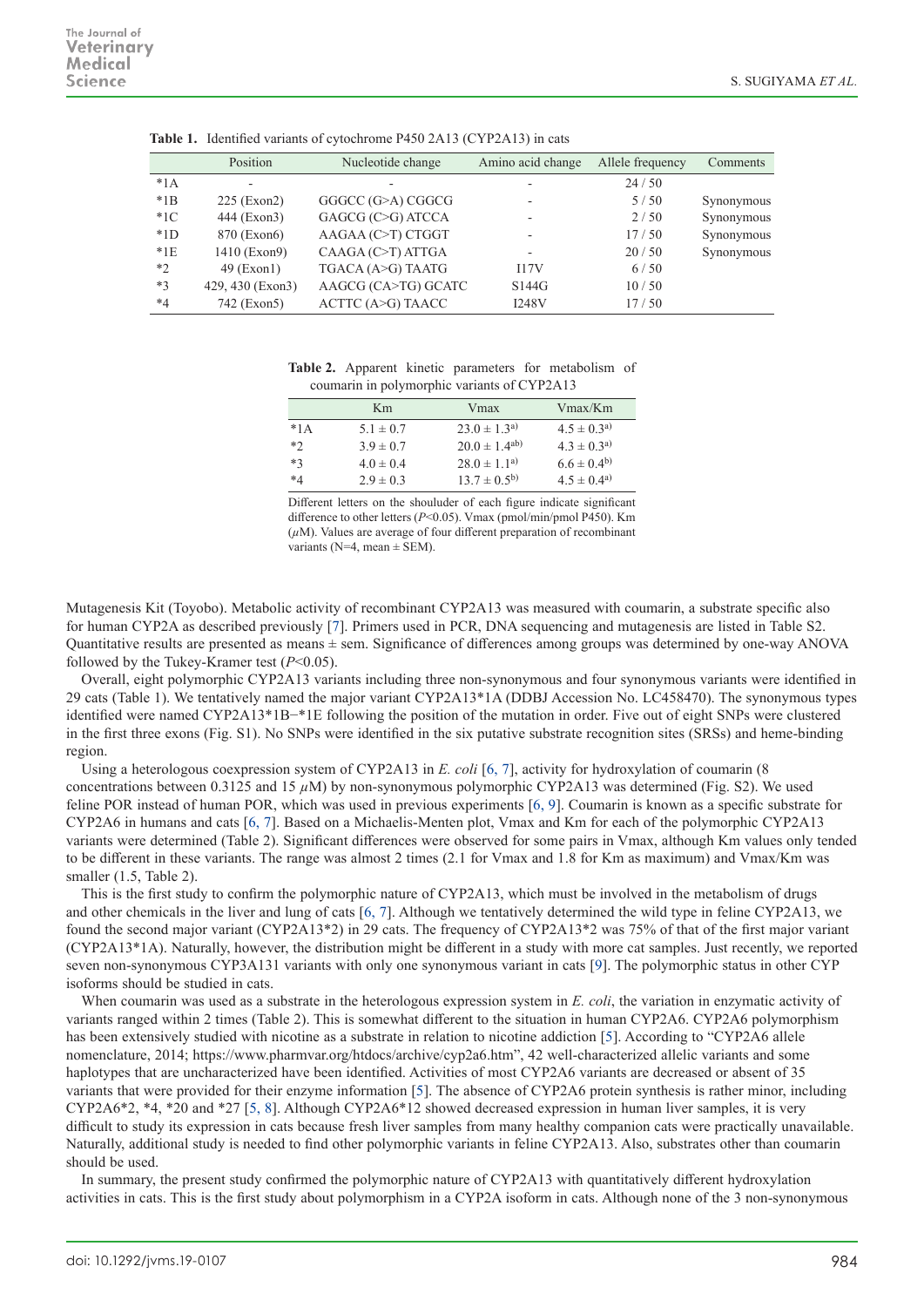**Table 1.** Identified variants of cytochrome P450 2A13 (CYP2A13) in cats

| | Position | Nucleotide change | Amino acid change | Allele frequency | Comments |
|---|---|---|---|---|---|
| *1A | - | - | - | 24 / 50 | |
| *1B | 225 (Exon2) | GGGCC (G>A) CGGCG | - | 5 / 50 | Synonymous |
| *1C | 444 (Exon3) | GAGCG (C>G) ATCCA | - | 2 / 50 | Synonymous |
| *1D | 870 (Exon6) | AAGAA (C>T) CTGGT | - | 17 / 50 | Synonymous |
| *1E | 1410 (Exon9) | CAAGA (C>T) ATTGA | - | 20 / 50 | Synonymous |
| *2 | 49 (Exon1) | TGACA (A>G) TAATG | I17V | 6 / 50 | |
| *3 | 429, 430 (Exon3) | AAGCG (CA>TG) GCATC | S144G | 10 / 50 | |
| *4 | 742 (Exon5) | ACTTC (A>G) TAACC | I248V | 17 / 50 | |

**Table 2.** Apparent kinetic parameters for metabolism of coumarin in polymorphic variants of CYP2A13

| | Km | Vmax | Vmax/Km |
|---|---|---|---|
| *1A | 5.1 ± 0.7 | 23.0 ± 1.3[a)] | 4.5 ± 0.3[a)] |
| *2 | 3.9 ± 0.7 | 20.0 ± 1.4[ab)] | 4.3 ± 0.3[a)] |
| *3 | 4.0 ± 0.4 | 28.0 ± 1.1[a)] | 6.6 ± 0.4[b)] |
| *4 | 2.9 ± 0.3 | 13.7 ± 0.5[b)] | 4.5 ± 0.4[a)] |

Different letters on the shouluder of each figure indicate significant difference to other letters ($P$<0.05). Vmax (pmol/min/pmol P450). Km ($\mu$M). Values are average of four different preparation of recombinant variants (N=4, mean ± SEM).

Mutagenesis Kit (Toyobo). Metabolic activity of recombinant CYP2A13 was measured with coumarin, a substrate specific also for human CYP2A as described previously [7]. Primers used in PCR, DNA sequencing and mutagenesis are listed in Table S2. Quantitative results are presented as means ± sem. Significance of differences among groups was determined by one-way ANOVA followed by the Tukey-Kramer test ($P$<0.05).

Overall, eight polymorphic CYP2A13 variants including three non-synonymous and four synonymous variants were identified in 29 cats (Table 1). We tentatively named the major variant CYP2A13*1A (DDBJ Accession No. LC458470). The synonymous types identified were named CYP2A13*1B−*1E following the position of the mutation in order. Five out of eight SNPs were clustered in the first three exons (Fig. S1). No SNPs were identified in the six putative substrate recognition sites (SRSs) and heme-binding region.

Using a heterologous coexpression system of CYP2A13 in *E. coli* [6, 7], activity for hydroxylation of coumarin (8 concentrations between 0.3125 and 15 $\mu$M) by non-synonymous polymorphic CYP2A13 was determined (Fig. S2). We used feline POR instead of human POR, which was used in previous experiments [6, 9]. Coumarin is known as a specific substrate for CYP2A6 in humans and cats [6, 7]. Based on a Michaelis-Menten plot, Vmax and Km for each of the polymorphic CYP2A13 variants were determined (Table 2). Significant differences were observed for some pairs in Vmax, although Km values only tended to be different in these variants. The range was almost 2 times (2.1 for Vmax and 1.8 for Km as maximum) and Vmax/Km was smaller (1.5, Table 2).

This is the first study to confirm the polymorphic nature of CYP2A13, which must be involved in the metabolism of drugs and other chemicals in the liver and lung of cats [6, 7]. Although we tentatively determined the wild type in feline CYP2A13, we found the second major variant (CYP2A13*2) in 29 cats. The frequency of CYP2A13*2 was 75% of that of the first major variant (CYP2A13*1A). Naturally, however, the distribution might be different in a study with more cat samples. Just recently, we reported seven non-synonymous CYP3A131 variants with only one synonymous variant in cats [9]. The polymorphic status in other CYP isoforms should be studied in cats.

When coumarin was used as a substrate in the heterologous expression system in *E. coli*, the variation in enzymatic activity of variants ranged within 2 times (Table 2). This is somewhat different to the situation in human CYP2A6. CYP2A6 polymorphism has been extensively studied with nicotine as a substrate in relation to nicotine addiction [5]. According to "CYP2A6 allele nomenclature, 2014; https://www.pharmvar.org/htdocs/archive/cyp2a6.htm", 42 well-characterized allelic variants and some haplotypes that are uncharacterized have been identified. Activities of most CYP2A6 variants are decreased or absent of 35 variants that were provided for their enzyme information [5]. The absence of CYP2A6 protein synthesis is rather minor, including CYP2A6*2, *4, *20 and *27 [5, 8]. Although CYP2A6*12 showed decreased expression in human liver samples, it is very difficult to study its expression in cats because fresh liver samples from many healthy companion cats were practically unavailable. Naturally, additional study is needed to find other polymorphic variants in feline CYP2A13. Also, substrates other than coumarin should be used.

In summary, the present study confirmed the polymorphic nature of CYP2A13 with quantitatively different hydroxylation activities in cats. This is the first study about polymorphism in a CYP2A isoform in cats. Although none of the 3 non-synonymous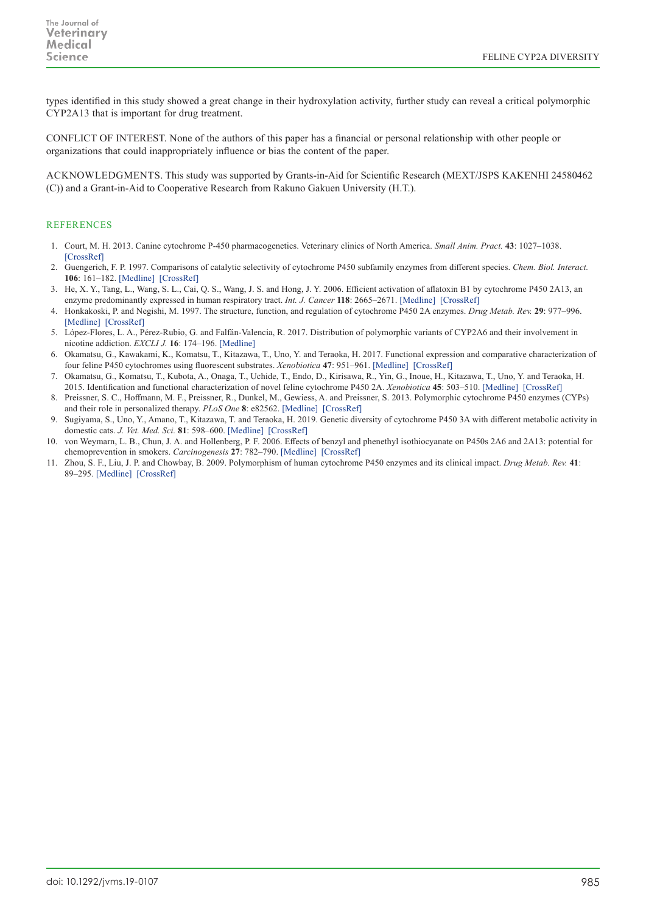types identified in this study showed a great change in their hydroxylation activity, further study can reveal a critical polymorphic CYP2A13 that is important for drug treatment.

CONFLICT OF INTEREST. None of the authors of this paper has a financial or personal relationship with other people or organizations that could inappropriately influence or bias the content of the paper.

ACKNOWLEDGMENTS. This study was supported by Grants-in-Aid for Scientific Research (MEXT/JSPS KAKENHI 24580462 (C)) and a Grant-in-Aid to Cooperative Research from Rakuno Gakuen University (H.T.).

## REFERENCES

1. Court, M. H. 2013. Canine cytochrome P-450 pharmacogenetics. Veterinary clinics of North America. *Small Anim. Pract.* **43**: 1027–1038. [CrossRef]
2. Guengerich, F. P. 1997. Comparisons of catalytic selectivity of cytochrome P450 subfamily enzymes from different species. *Chem. Biol. Interact.* **106**: 161–182. [Medline] [CrossRef]
3. He, X. Y., Tang, L., Wang, S. L., Cai, Q. S., Wang, J. S. and Hong, J. Y. 2006. Efficient activation of aflatoxin B1 by cytochrome P450 2A13, an enzyme predominantly expressed in human respiratory tract. *Int. J. Cancer* **118**: 2665–2671. [Medline] [CrossRef]
4. Honkakoski, P. and Negishi, M. 1997. The structure, function, and regulation of cytochrome P450 2A enzymes. *Drug Metab. Rev.* **29**: 977–996. [Medline] [CrossRef]
5. López-Flores, L. A., Pérez-Rubio, G. and Falfán-Valencia, R. 2017. Distribution of polymorphic variants of CYP2A6 and their involvement in nicotine addiction. *EXCLI J.* **16**: 174–196. [Medline]
6. Okamatsu, G., Kawakami, K., Komatsu, T., Kitazawa, T., Uno, Y. and Teraoka, H. 2017. Functional expression and comparative characterization of four feline P450 cytochromes using fluorescent substrates. *Xenobiotica* **47**: 951–961. [Medline] [CrossRef]
7. Okamatsu, G., Komatsu, T., Kubota, A., Onaga, T., Uchide, T., Endo, D., Kirisawa, R., Yin, G., Inoue, H., Kitazawa, T., Uno, Y. and Teraoka, H. 2015. Identification and functional characterization of novel feline cytochrome P450 2A. *Xenobiotica* **45**: 503–510. [Medline] [CrossRef]
8. Preissner, S. C., Hoffmann, M. F., Preissner, R., Dunkel, M., Gewiess, A. and Preissner, S. 2013. Polymorphic cytochrome P450 enzymes (CYPs) and their role in personalized therapy. *PLoS One* **8**: e82562. [Medline] [CrossRef]
9. Sugiyama, S., Uno, Y., Amano, T., Kitazawa, T. and Teraoka, H. 2019. Genetic diversity of cytochrome P450 3A with different metabolic activity in domestic cats. *J. Vet. Med. Sci.* **81**: 598–600. [Medline] [CrossRef]
10. von Weymarn, L. B., Chun, J. A. and Hollenberg, P. F. 2006. Effects of benzyl and phenethyl isothiocyanate on P450s 2A6 and 2A13: potential for chemoprevention in smokers. *Carcinogenesis* **27**: 782–790. [Medline] [CrossRef]
11. Zhou, S. F., Liu, J. P. and Chowbay, B. 2009. Polymorphism of human cytochrome P450 enzymes and its clinical impact. *Drug Metab. Rev.* **41**: 89–295. [Medline] [CrossRef]